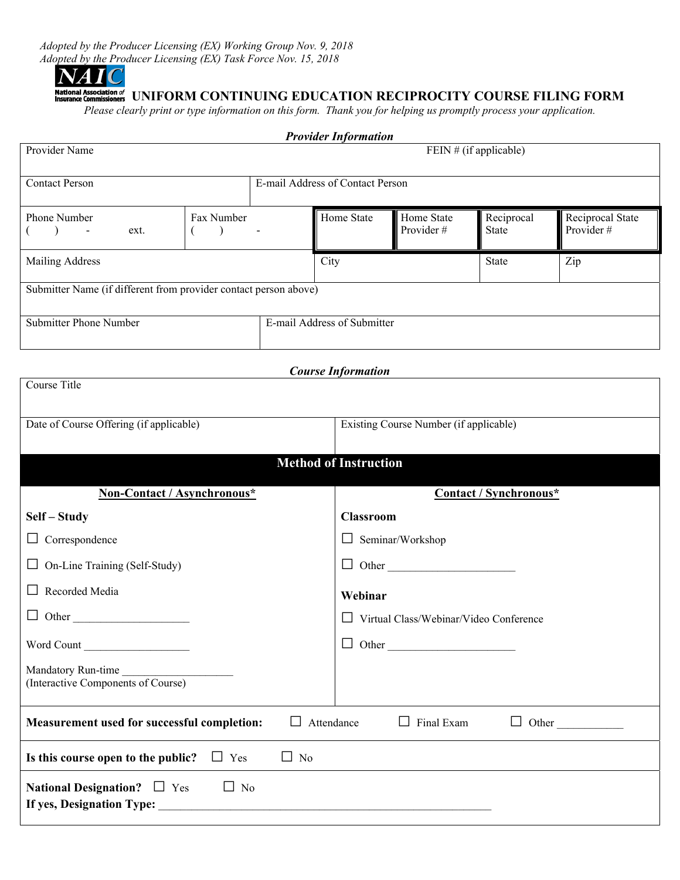*Adopted by the Producer Licensing (EX) Working Group Nov. 9, 2018*
*Adopted by the Producer Licensing (EX) Task Force Nov. 15, 2018*

NAIC
National Association of Insurance Commissioners

# UNIFORM CONTINUING EDUCATION RECIPROCITY COURSE FILING FORM

*Please clearly print or type information on this form. Thank you for helping us promptly process your application.*

## *Provider Information*

| Provider Name | | | FEIN # (if applicable) | | | |
|---|---|---|---|---|---|---|
| Contact Person | E-mail Address of Contact Person | | | | | |
| Phone Number ( ) - ext. | Fax Number ( ) - | | Home State | Home State Provider # | Reciprocal State | Reciprocal State Provider # |
| Mailing Address | | | City | | State | Zip |
| Submitter Name (if different from provider contact person above) | | | | | | |
| Submitter Phone Number | E-mail Address of Submitter | | | | | |

## *Course Information*

| Course Title | |
|---|---|
| Date of Course Offering (if applicable) | Existing Course Number (if applicable) |

### Method of Instruction

| Non-Contact / Asynchronous* | Contact / Synchronous* |
|---|---|
| **Self – Study** | **Classroom** |
| ☐ Correspondence | ☐ Seminar/Workshop |
| ☐ On-Line Training (Self-Study) | ☐ Other ______________________ |
| ☐ Recorded Media | **Webinar** |
| ☐ Other ____________________ | ☐ Virtual Class/Webinar/Video Conference |
| Word Count __________________ | ☐ Other ______________________ |
| Mandatory Run-time ___________________ (Interactive Components of Course) | |

**Measurement used for successful completion:** ☐ Attendance ☐ Final Exam ☐ Other ___________

**Is this course open to the public?** ☐ Yes ☐ No

**National Designation?** ☐ Yes ☐ No
**If yes, Designation Type:** _________________________________________________________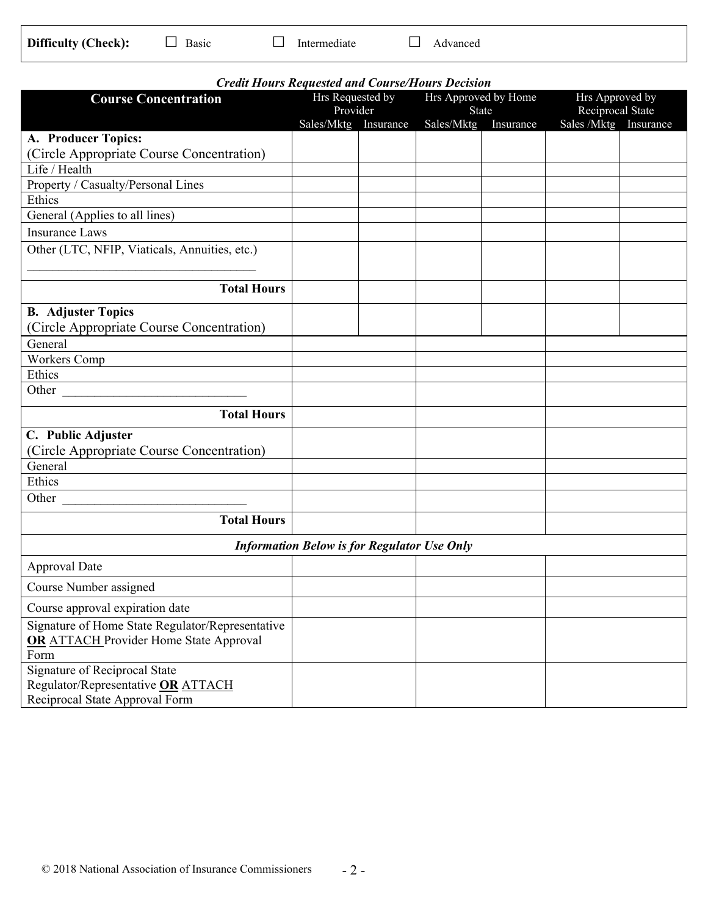**Difficulty (Check):** ☐ Basic ☐ Intermediate ☐ Advanced

***Credit Hours Requested and Course/Hours Decision***

| Course Concentration | Hrs Requested by Provider | | Hrs Approved by Home State | | Hrs Approved by Reciprocal State | |
|---|---|---|---|---|---|---|
| | Sales/Mktg | Insurance | Sales/Mktg | Insurance | Sales /Mktg | Insurance |
| **A. Producer Topics:** (Circle Appropriate Course Concentration) | | | | | | |
| Life / Health | | | | | | |
| Property / Casualty/Personal Lines | | | | | | |
| Ethics | | | | | | |
| General (Applies to all lines) | | | | | | |
| Insurance Laws | | | | | | |
| Other (LTC, NFIP, Viaticals, Annuities, etc.) ___________________________________ | | | | | | |
| **Total Hours** | | | | | | |
| **B. Adjuster Topics** (Circle Appropriate Course Concentration) | | | | | | |
| General | | | | | | |
| Workers Comp | | | | | | |
| Ethics | | | | | | |
| Other _____________________________ | | | | | | |
| **Total Hours** | | | | | | |
| **C. Public Adjuster** (Circle Appropriate Course Concentration) | | | | | | |
| General | | | | | | |
| Ethics | | | | | | |
| Other _____________________________ | | | | | | |
| **Total Hours** | | | | | | |
| ***Information Below is for Regulator Use Only*** | | | | | | |
| Approval Date | | | | | | |
| Course Number assigned | | | | | | |
| Course approval expiration date | | | | | | |
| Signature of Home State Regulator/Representative **OR** ATTACH Provider Home State Approval Form | | | | | | |
| Signature of Reciprocal State Regulator/Representative **OR** ATTACH Reciprocal State Approval Form | | | | | | |

© 2018 National Association of Insurance Commissioners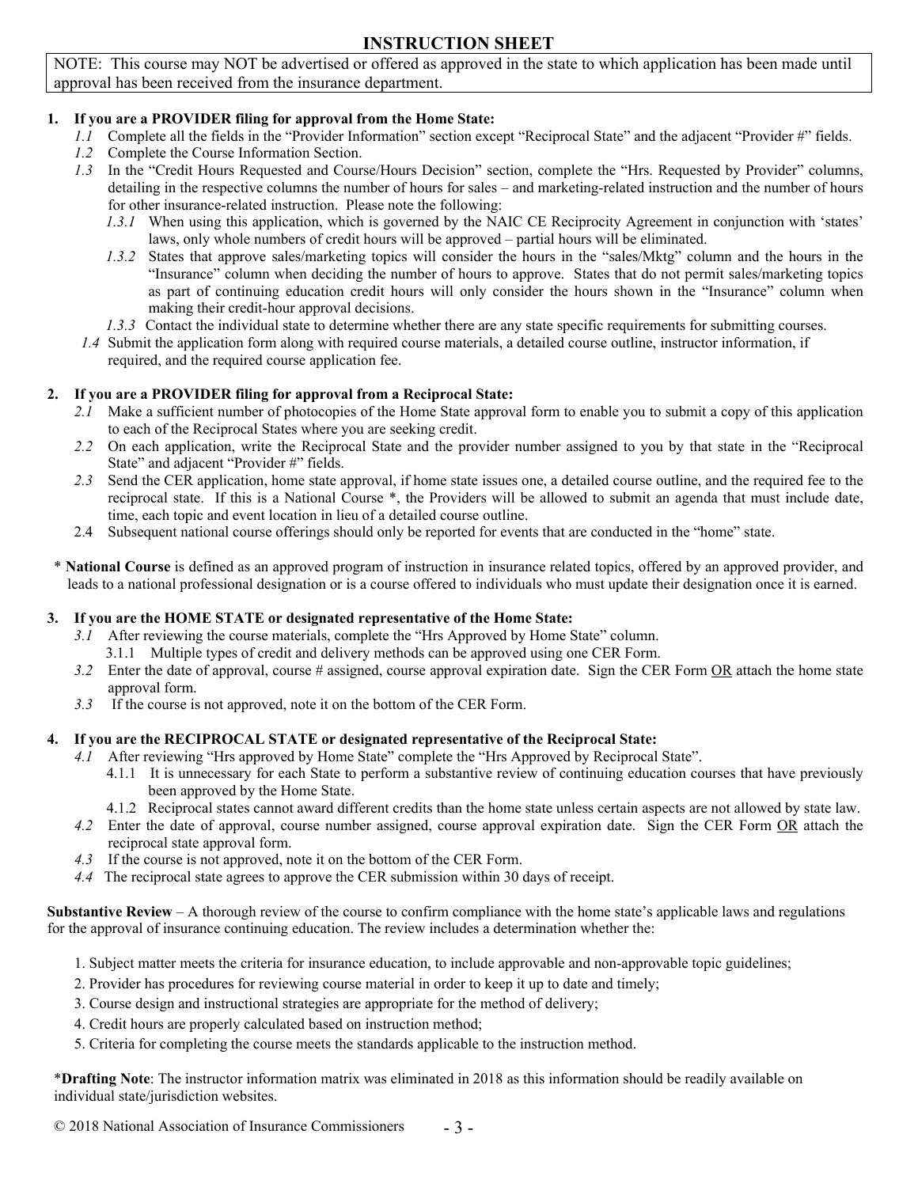# INSTRUCTION SHEET

NOTE: This course may NOT be advertised or offered as approved in the state to which application has been made until approval has been received from the insurance department.

**1. If you are a PROVIDER filing for approval from the Home State:**

- *1.1* Complete all the fields in the "Provider Information" section except "Reciprocal State" and the adjacent "Provider #" fields.
- *1.2* Complete the Course Information Section.
- *1.3* In the "Credit Hours Requested and Course/Hours Decision" section, complete the "Hrs. Requested by Provider" columns, detailing in the respective columns the number of hours for sales – and marketing-related instruction and the number of hours for other insurance-related instruction. Please note the following:
  - *1.3.1* When using this application, which is governed by the NAIC CE Reciprocity Agreement in conjunction with 'states' laws, only whole numbers of credit hours will be approved – partial hours will be eliminated.
  - *1.3.2* States that approve sales/marketing topics will consider the hours in the "sales/Mktg" column and the hours in the "Insurance" column when deciding the number of hours to approve. States that do not permit sales/marketing topics as part of continuing education credit hours will only consider the hours shown in the "Insurance" column when making their credit-hour approval decisions.
  - *1.3.3* Contact the individual state to determine whether there are any state specific requirements for submitting courses.
- *1.4* Submit the application form along with required course materials, a detailed course outline, instructor information, if required, and the required course application fee.

**2. If you are a PROVIDER filing for approval from a Reciprocal State:**

- *2.1* Make a sufficient number of photocopies of the Home State approval form to enable you to submit a copy of this application to each of the Reciprocal States where you are seeking credit.
- *2.2* On each application, write the Reciprocal State and the provider number assigned to you by that state in the "Reciprocal State" and adjacent "Provider #" fields.
- *2.3* Send the CER application, home state approval, if home state issues one, a detailed course outline, and the required fee to the reciprocal state. If this is a National Course *, the Providers will be allowed to submit an agenda that must include date, time, each topic and event location in lieu of a detailed course outline.
- 2.4 Subsequent national course offerings should only be reported for events that are conducted in the "home" state.

\* **National Course** is defined as an approved program of instruction in insurance related topics, offered by an approved provider, and leads to a national professional designation or is a course offered to individuals who must update their designation once it is earned.

**3. If you are the HOME STATE or designated representative of the Home State:**

- *3.1* After reviewing the course materials, complete the "Hrs Approved by Home State" column.
  - 3.1.1 Multiple types of credit and delivery methods can be approved using one CER Form.
- *3.2* Enter the date of approval, course # assigned, course approval expiration date. Sign the CER Form <u>OR</u> attach the home state approval form.
- *3.3* If the course is not approved, note it on the bottom of the CER Form.

**4. If you are the RECIPROCAL STATE or designated representative of the Reciprocal State:**

- *4.1* After reviewing "Hrs approved by Home State" complete the "Hrs Approved by Reciprocal State".
  - 4.1.1 It is unnecessary for each State to perform a substantive review of continuing education courses that have previously been approved by the Home State.
  - 4.1.2 Reciprocal states cannot award different credits than the home state unless certain aspects are not allowed by state law.
- *4.2* Enter the date of approval, course number assigned, course approval expiration date. Sign the CER Form <u>OR</u> attach the reciprocal state approval form.
- *4.3* If the course is not approved, note it on the bottom of the CER Form.
- *4.4* The reciprocal state agrees to approve the CER submission within 30 days of receipt.

**Substantive Review** – A thorough review of the course to confirm compliance with the home state's applicable laws and regulations for the approval of insurance continuing education. The review includes a determination whether the:

1. Subject matter meets the criteria for insurance education, to include approvable and non-approvable topic guidelines;
2. Provider has procedures for reviewing course material in order to keep it up to date and timely;
3. Course design and instructional strategies are appropriate for the method of delivery;
4. Credit hours are properly calculated based on instruction method;
5. Criteria for completing the course meets the standards applicable to the instruction method.

\***Drafting Note**: The instructor information matrix was eliminated in 2018 as this information should be readily available on individual state/jurisdiction websites.

© 2018 National Association of Insurance Commissioners